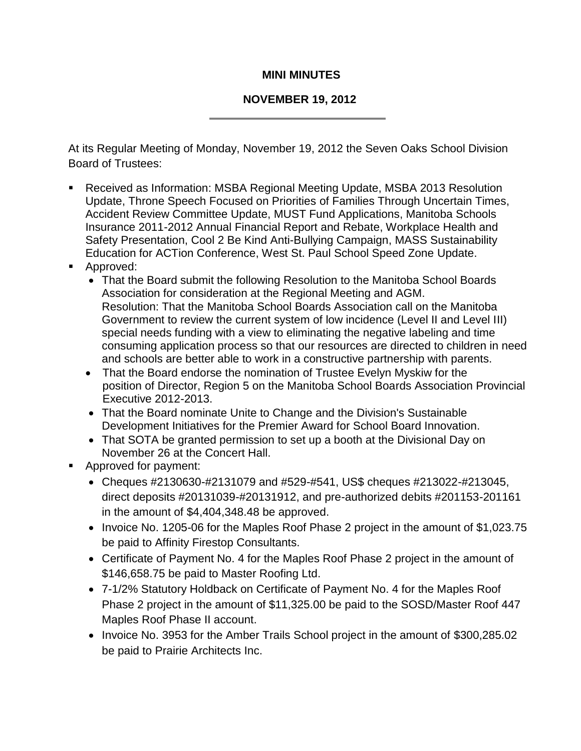# MINI MINUTES

## NOVEMBER 19, 2012

At its Regular Meeting of Monday, November 19, 2012 the Seven Oaks School Division Board of Trustees:

- Received as Information: MSBA Regional Meeting Update, MSBA 2013 Resolution Update, Throne Speech Focused on Priorities of Families Through Uncertain Times, Accident Review Committee Update, MUST Fund Applications, Manitoba Schools Insurance 2011-2012 Annual Financial Report and Rebate, Workplace Health and Safety Presentation, Cool 2 Be Kind Anti-Bullying Campaign, MASS Sustainability Education for ACTion Conference, West St. Paul School Speed Zone Update.
- Approved:
  - That the Board submit the following Resolution to the Manitoba School Boards Association for consideration at the Regional Meeting and AGM.
    Resolution: That the Manitoba School Boards Association call on the Manitoba Government to review the current system of low incidence (Level II and Level III) special needs funding with a view to eliminating the negative labeling and time consuming application process so that our resources are directed to children in need and schools are better able to work in a constructive partnership with parents.
  - That the Board endorse the nomination of Trustee Evelyn Myskiw for the position of Director, Region 5 on the Manitoba School Boards Association Provincial Executive 2012-2013.
  - That the Board nominate Unite to Change and the Division's Sustainable Development Initiatives for the Premier Award for School Board Innovation.
  - That SOTA be granted permission to set up a booth at the Divisional Day on November 26 at the Concert Hall.
- Approved for payment:
  - Cheques #2130630-#2131079 and #529-#541, US$ cheques #213022-#213045, direct deposits #20131039-#20131912, and pre-authorized debits #201153-201161 in the amount of $4,404,348.48 be approved.
  - Invoice No. 1205-06 for the Maples Roof Phase 2 project in the amount of $1,023.75 be paid to Affinity Firestop Consultants.
  - Certificate of Payment No. 4 for the Maples Roof Phase 2 project in the amount of $146,658.75 be paid to Master Roofing Ltd.
  - 7-1/2% Statutory Holdback on Certificate of Payment No. 4 for the Maples Roof Phase 2 project in the amount of $11,325.00 be paid to the SOSD/Master Roof 447 Maples Roof Phase II account.
  - Invoice No. 3953 for the Amber Trails School project in the amount of $300,285.02 be paid to Prairie Architects Inc.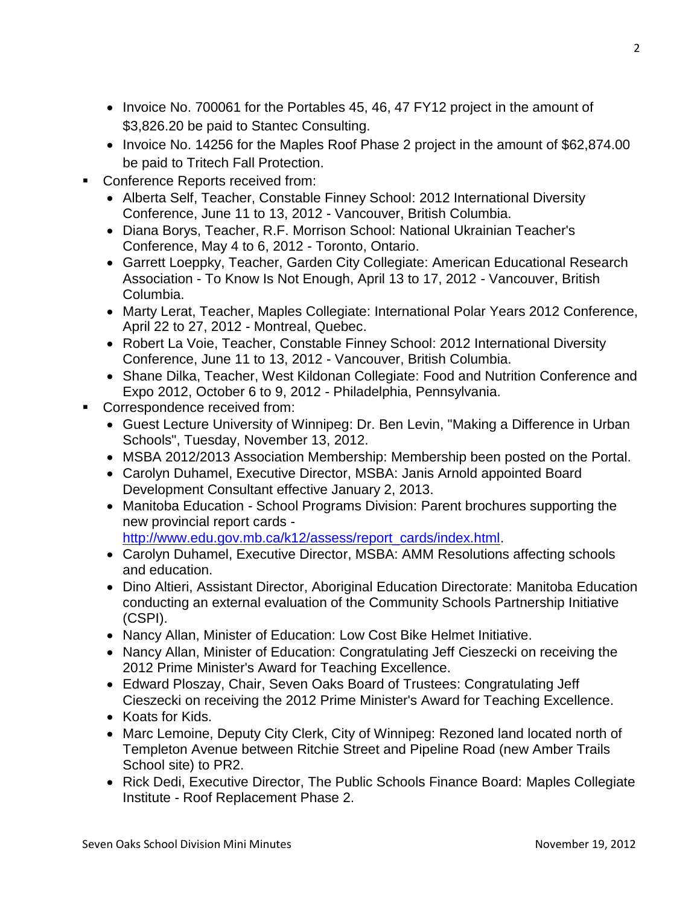- Invoice No. 700061 for the Portables 45, 46, 47 FY12 project in the amount of $3,826.20 be paid to Stantec Consulting.
- Invoice No. 14256 for the Maples Roof Phase 2 project in the amount of $62,874.00 be paid to Tritech Fall Protection.

- Conference Reports received from:
  - Alberta Self, Teacher, Constable Finney School: 2012 International Diversity Conference, June 11 to 13, 2012 - Vancouver, British Columbia.
  - Diana Borys, Teacher, R.F. Morrison School: National Ukrainian Teacher's Conference, May 4 to 6, 2012 - Toronto, Ontario.
  - Garrett Loeppky, Teacher, Garden City Collegiate: American Educational Research Association - To Know Is Not Enough, April 13 to 17, 2012 - Vancouver, British Columbia.
  - Marty Lerat, Teacher, Maples Collegiate: International Polar Years 2012 Conference, April 22 to 27, 2012 - Montreal, Quebec.
  - Robert La Voie, Teacher, Constable Finney School: 2012 International Diversity Conference, June 11 to 13, 2012 - Vancouver, British Columbia.
  - Shane Dilka, Teacher, West Kildonan Collegiate: Food and Nutrition Conference and Expo 2012, October 6 to 9, 2012 - Philadelphia, Pennsylvania.
- Correspondence received from:
  - Guest Lecture University of Winnipeg: Dr. Ben Levin, "Making a Difference in Urban Schools", Tuesday, November 13, 2012.
  - MSBA 2012/2013 Association Membership: Membership been posted on the Portal.
  - Carolyn Duhamel, Executive Director, MSBA: Janis Arnold appointed Board Development Consultant effective January 2, 2013.
  - Manitoba Education - School Programs Division: Parent brochures supporting the new provincial report cards - http://www.edu.gov.mb.ca/k12/assess/report_cards/index.html.
  - Carolyn Duhamel, Executive Director, MSBA: AMM Resolutions affecting schools and education.
  - Dino Altieri, Assistant Director, Aboriginal Education Directorate: Manitoba Education conducting an external evaluation of the Community Schools Partnership Initiative (CSPI).
  - Nancy Allan, Minister of Education: Low Cost Bike Helmet Initiative.
  - Nancy Allan, Minister of Education: Congratulating Jeff Cieszecki on receiving the 2012 Prime Minister's Award for Teaching Excellence.
  - Edward Ploszay, Chair, Seven Oaks Board of Trustees: Congratulating Jeff Cieszecki on receiving the 2012 Prime Minister's Award for Teaching Excellence.
  - Koats for Kids.
  - Marc Lemoine, Deputy City Clerk, City of Winnipeg: Rezoned land located north of Templeton Avenue between Ritchie Street and Pipeline Road (new Amber Trails School site) to PR2.
  - Rick Dedi, Executive Director, The Public Schools Finance Board: Maples Collegiate Institute - Roof Replacement Phase 2.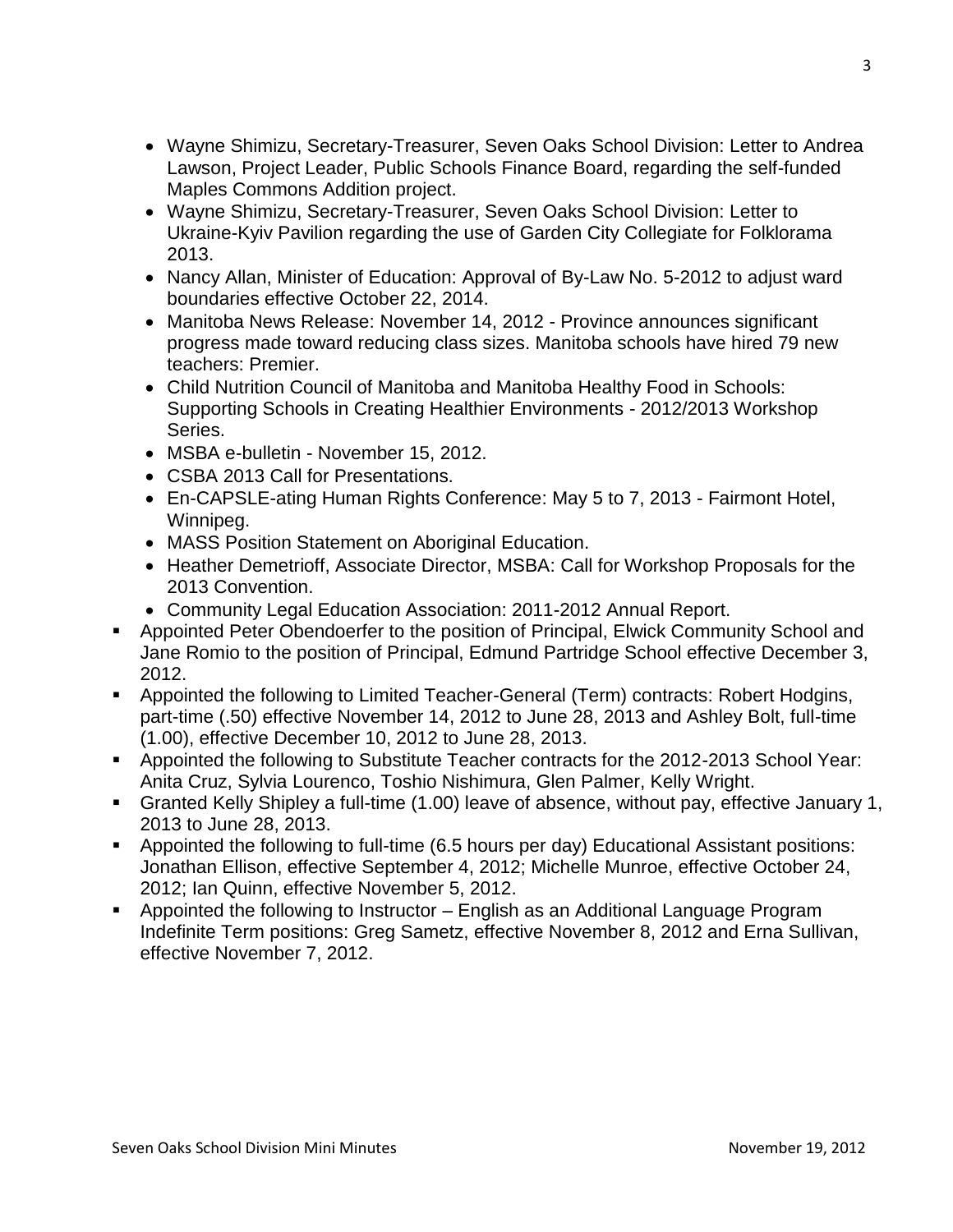- Wayne Shimizu, Secretary-Treasurer, Seven Oaks School Division: Letter to Andrea Lawson, Project Leader, Public Schools Finance Board, regarding the self-funded Maples Commons Addition project.
  - Wayne Shimizu, Secretary-Treasurer, Seven Oaks School Division: Letter to Ukraine-Kyiv Pavilion regarding the use of Garden City Collegiate for Folklorama 2013.
  - Nancy Allan, Minister of Education: Approval of By-Law No. 5-2012 to adjust ward boundaries effective October 22, 2014.
  - Manitoba News Release: November 14, 2012 - Province announces significant progress made toward reducing class sizes. Manitoba schools have hired 79 new teachers: Premier.
  - Child Nutrition Council of Manitoba and Manitoba Healthy Food in Schools: Supporting Schools in Creating Healthier Environments - 2012/2013 Workshop Series.
  - MSBA e-bulletin - November 15, 2012.
  - CSBA 2013 Call for Presentations.
  - En-CAPSLE-ating Human Rights Conference: May 5 to 7, 2013 - Fairmont Hotel, Winnipeg.
  - MASS Position Statement on Aboriginal Education.
  - Heather Demetrioff, Associate Director, MSBA: Call for Workshop Proposals for the 2013 Convention.
  - Community Legal Education Association: 2011-2012 Annual Report.
- Appointed Peter Obendoerfer to the position of Principal, Elwick Community School and Jane Romio to the position of Principal, Edmund Partridge School effective December 3, 2012.
- Appointed the following to Limited Teacher-General (Term) contracts: Robert Hodgins, part-time (.50) effective November 14, 2012 to June 28, 2013 and Ashley Bolt, full-time (1.00), effective December 10, 2012 to June 28, 2013.
- Appointed the following to Substitute Teacher contracts for the 2012-2013 School Year: Anita Cruz, Sylvia Lourenco, Toshio Nishimura, Glen Palmer, Kelly Wright.
- Granted Kelly Shipley a full-time (1.00) leave of absence, without pay, effective January 1, 2013 to June 28, 2013.
- Appointed the following to full-time (6.5 hours per day) Educational Assistant positions: Jonathan Ellison, effective September 4, 2012; Michelle Munroe, effective October 24, 2012; Ian Quinn, effective November 5, 2012.
- Appointed the following to Instructor – English as an Additional Language Program Indefinite Term positions: Greg Sametz, effective November 8, 2012 and Erna Sullivan, effective November 7, 2012.